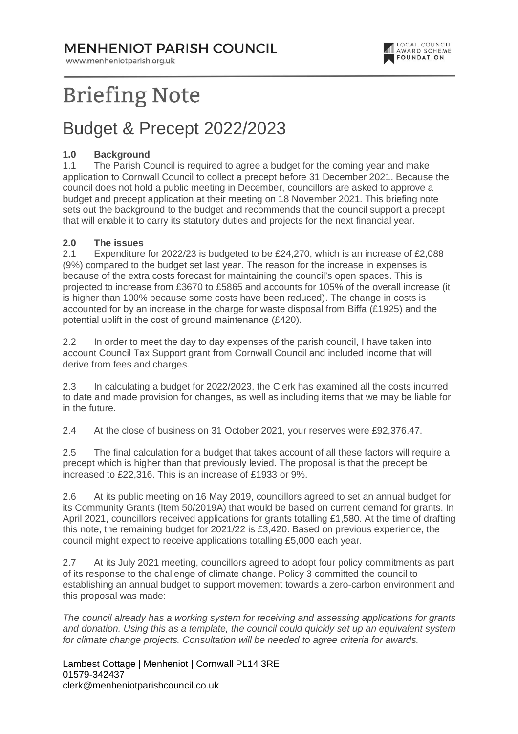# MENHENIOT PARISH COUNCIL

www.menheniotparish.org.uk

LOCAL COUNCIL AWARD SCHEME FOUNDATION

# Briefing Note

## Budget & Precept 2022/2023

**1.0 Background**

1.1 The Parish Council is required to agree a budget for the coming year and make application to Cornwall Council to collect a precept before 31 December 2021. Because the council does not hold a public meeting in December, councillors are asked to approve a budget and precept application at their meeting on 18 November 2021. This briefing note sets out the background to the budget and recommends that the council support a precept that will enable it to carry its statutory duties and projects for the next financial year.

**2.0 The issues**

2.1 Expenditure for 2022/23 is budgeted to be £24,270, which is an increase of £2,088 (9%) compared to the budget set last year. The reason for the increase in expenses is because of the extra costs forecast for maintaining the council's open spaces. This is projected to increase from £3670 to £5865 and accounts for 105% of the overall increase (it is higher than 100% because some costs have been reduced). The change in costs is accounted for by an increase in the charge for waste disposal from Biffa (£1925) and the potential uplift in the cost of ground maintenance (£420).

2.2 In order to meet the day to day expenses of the parish council, I have taken into account Council Tax Support grant from Cornwall Council and included income that will derive from fees and charges.

2.3 In calculating a budget for 2022/2023, the Clerk has examined all the costs incurred to date and made provision for changes, as well as including items that we may be liable for in the future.

2.4 At the close of business on 31 October 2021, your reserves were £92,376.47.

2.5 The final calculation for a budget that takes account of all these factors will require a precept which is higher than that previously levied. The proposal is that the precept be increased to £22,316. This is an increase of £1933 or 9%.

2.6 At its public meeting on 16 May 2019, councillors agreed to set an annual budget for its Community Grants (Item 50/2019A) that would be based on current demand for grants. In April 2021, councillors received applications for grants totalling £1,580. At the time of drafting this note, the remaining budget for 2021/22 is £3,420. Based on previous experience, the council might expect to receive applications totalling £5,000 each year.

2.7 At its July 2021 meeting, councillors agreed to adopt four policy commitments as part of its response to the challenge of climate change. Policy 3 committed the council to establishing an annual budget to support movement towards a zero-carbon environment and this proposal was made:

*The council already has a working system for receiving and assessing applications for grants and donation. Using this as a template, the council could quickly set up an equivalent system for climate change projects. Consultation will be needed to agree criteria for awards.*

Lambest Cottage | Menheniot | Cornwall PL14 3RE
01579-342437
clerk@menheniotparishcouncil.co.uk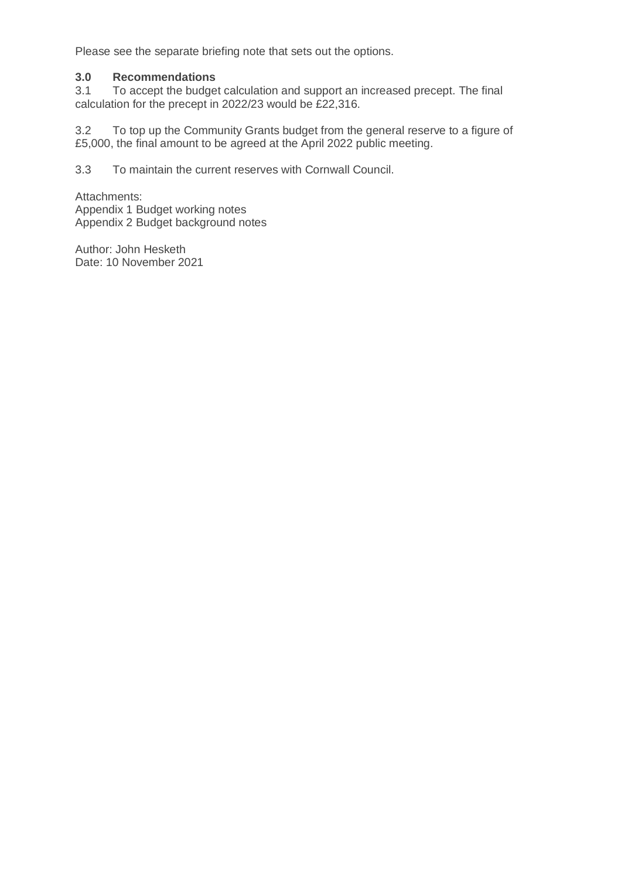Please see the separate briefing note that sets out the options.

### 3.0 Recommendations

3.1 To accept the budget calculation and support an increased precept. The final calculation for the precept in 2022/23 would be £22,316.

3.2 To top up the Community Grants budget from the general reserve to a figure of £5,000, the final amount to be agreed at the April 2022 public meeting.

3.3 To maintain the current reserves with Cornwall Council.

Attachments:
Appendix 1 Budget working notes
Appendix 2 Budget background notes

Author: John Hesketh
Date: 10 November 2021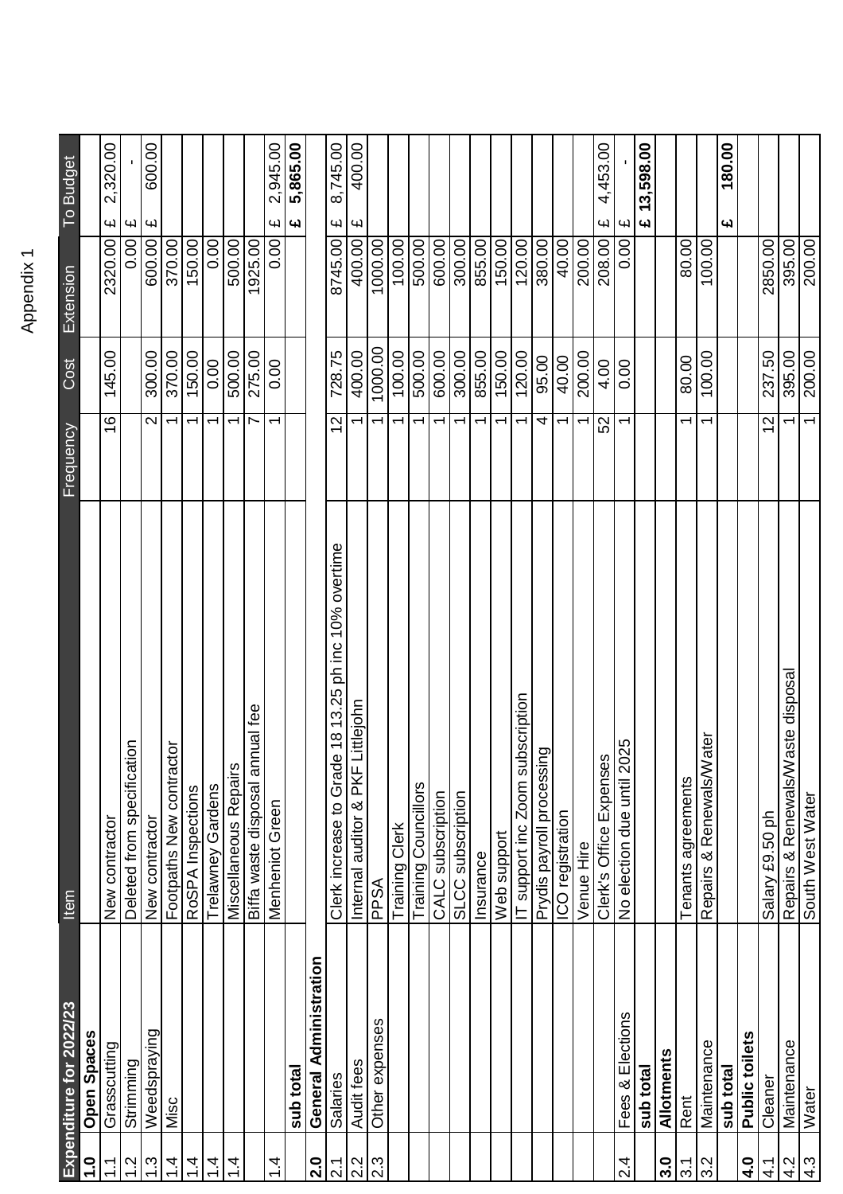Appendix 1

| Expenditure for 2022/23 | | Item | Frequency | Cost | Extension | To Budget |
|---|---|---|---|---|---|---|
| **1.0** | **Open Spaces** | | | | | |
| 1.1 | Grasscutting | New contractor | 16 | 145.00 | 2320.00 | £ 2,320.00 |
| 1.2 | Strimming | Deleted from specification | | | 0.00 | £ - |
| 1.3 | Weedspraying | New contractor | 2 | 300.00 | 600.00 | £ 600.00 |
| 1.4 | Misc | Footpaths New contractor | 1 | 370.00 | 370.00 | |
| 1.4 | | RoSPA Inspections | 1 | 150.00 | 150.00 | |
| 1.4 | | Trelawney Gardens | 1 | 0.00 | 0.00 | |
| 1.4 | | Miscellaneous Repairs | 1 | 500.00 | 500.00 | |
| | | Biffa waste disposal annual fee | 7 | 275.00 | 1925.00 | |
| 1.4 | | Menheniot Green | 1 | 0.00 | 0.00 | £ 2,945.00 |
| | **sub total** | | | | | **£ 5,865.00** |
| **2.0** | **General Administration** | | | | | |
| 2.1 | Salaries | Clerk increase to Grade 18 13.25 ph inc 10% overtime | 12 | 728.75 | 8745.00 | £ 8,745.00 |
| 2.2 | Audit fees | Internal auditor & PKF Littlejohn | 1 | 400.00 | 400.00 | £ 400.00 |
| 2.3 | Other expenses | PPSA | 1 | 1000.00 | 1000.00 | |
| | | Training Clerk | 1 | 100.00 | 100.00 | |
| | | Training Councillors | 1 | 500.00 | 500.00 | |
| | | CALC subscription | 1 | 600.00 | 600.00 | |
| | | SLCC subscription | 1 | 300.00 | 300.00 | |
| | | Insurance | 1 | 855.00 | 855.00 | |
| | | Web support | 1 | 150.00 | 150.00 | |
| | | IT support inc Zoom subscription | 1 | 120.00 | 120.00 | |
| | | Prydis payroll processing | 4 | 95.00 | 380.00 | |
| | | ICO registration | 1 | 40.00 | 40.00 | |
| | | Venue Hire | 1 | 200.00 | 200.00 | |
| | | Clerk's Office Expenses | 52 | 4.00 | 208.00 | £ 4,453.00 |
| 2.4 | Fees & Elections | No election due until 2025 | 1 | 0.00 | 0.00 | £ - |
| | **sub total** | | | | | **£ 13,598.00** |
| **3.0** | **Allotments** | | | | | |
| 3.1 | Rent | Tenants agreements | 1 | 80.00 | 80.00 | |
| 3.2 | Maintenance | Repairs & Renewals/Water | 1 | 100.00 | 100.00 | |
| | **sub total** | | | | | **£ 180.00** |
| **4.0** | **Public toilets** | | | | | |
| 4.1 | Cleaner | Salary £9.50 ph | 12 | 237.50 | 2850.00 | |
| 4.2 | Maintenance | Repairs & Renewals/Waste disposal | 1 | 395.00 | 395.00 | |
| 4.3 | Water | South West Water | 1 | 200.00 | 200.00 | |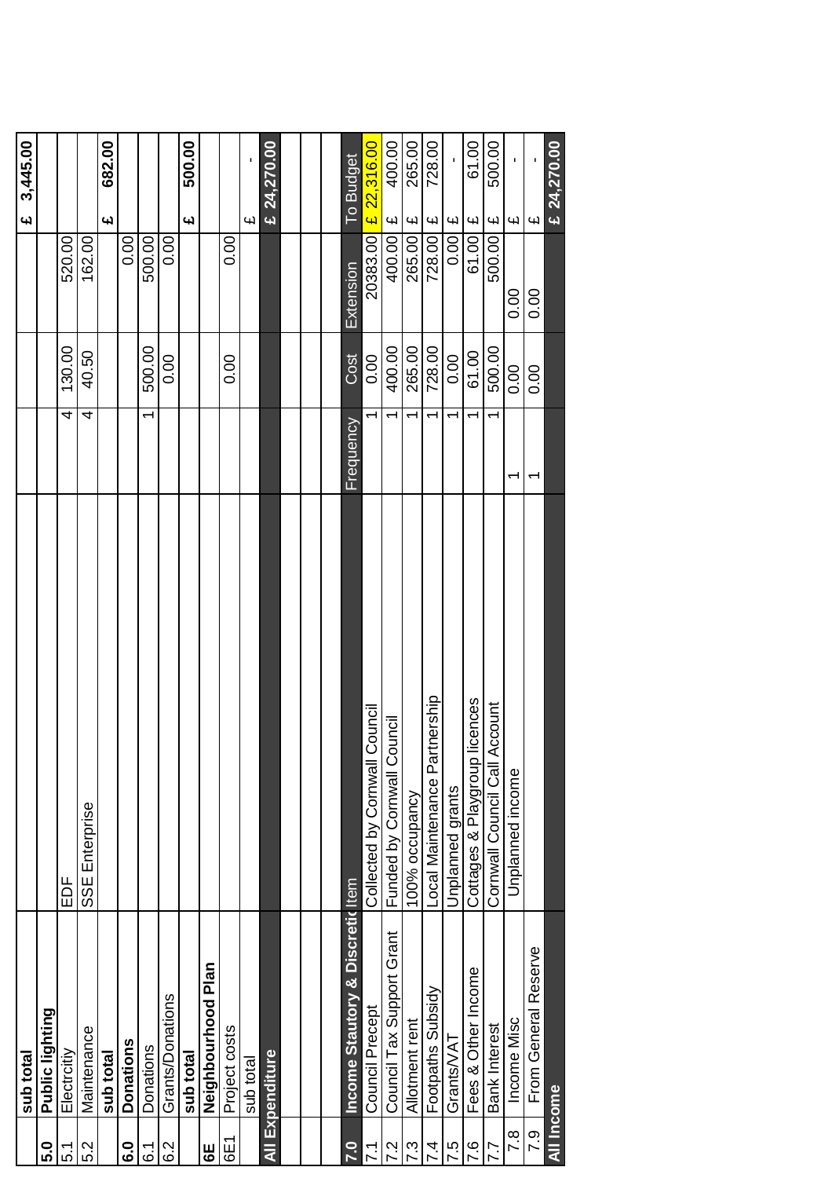| | | | | | | |
|---|---|---|---|---|---|---|
| | **sub total** | | | | | **£ 3,445.00** |
| **5.0** | **Public lighting** | | | | | |
| 5.1 | Electrcity | EDF | 4 | 130.00 | 520.00 | |
| 5.2 | Maintenance | SSE Enterprise | 4 | 40.50 | 162.00 | |
| | **sub total** | | | | | **£ 682.00** |
| **6.0** | **Donations** | | | | 0.00 | |
| 6.1 | Donations | | 1 | 500.00 | 500.00 | |
| 6.2 | Grants/Donations | | | 0.00 | 0.00 | |
| | **sub total** | | | | | **£ 500.00** |
| **6E** | **Neighbourhood Plan** | | | | | |
| 6E1 | Project costs | | | 0.00 | 0.00 | |
| | sub total | | | | | £ - |
| **All Expenditure** | | | | | | **£ 24,270.00** |
| | | | | | | |
| | | | | | | |
| **7.0** | **Income Stautory & Discretio** | Item | Frequency | Cost | Extension | To Budget |
| 7.1 | Council Precept | Collected by Cornwall Council | 1 | 0.00 | 20383.00 | £ 22,316.00 |
| 7.2 | Council Tax Support Grant | Funded by Cornwall Council | 1 | 400.00 | 400.00 | £ 400.00 |
| 7.3 | Allotment rent | 100% occupancy | 1 | 265.00 | 265.00 | £ 265.00 |
| 7.4 | Footpaths Subsidy | Local Maintenance Partnership | 1 | 728.00 | 728.00 | £ 728.00 |
| 7.5 | Grants/VAT | Unplanned grants | 1 | 0.00 | 0.00 | £ - |
| 7.6 | Fees & Other Income | Cottages & Playgroup licences | 1 | 61.00 | 61.00 | £ 61.00 |
| 7.7 | Bank Interest | Cornwall Council Call Account | 1 | 500.00 | 500.00 | £ 500.00 |
| 7.8 | Income Misc | Unplanned income | 1 | 0.00 | 0.00 | £ - |
| 7.9 | From General Reserve | | 1 | 0.00 | 0.00 | £ - |
| **All Income** | | | | | | **£ 24,270.00** |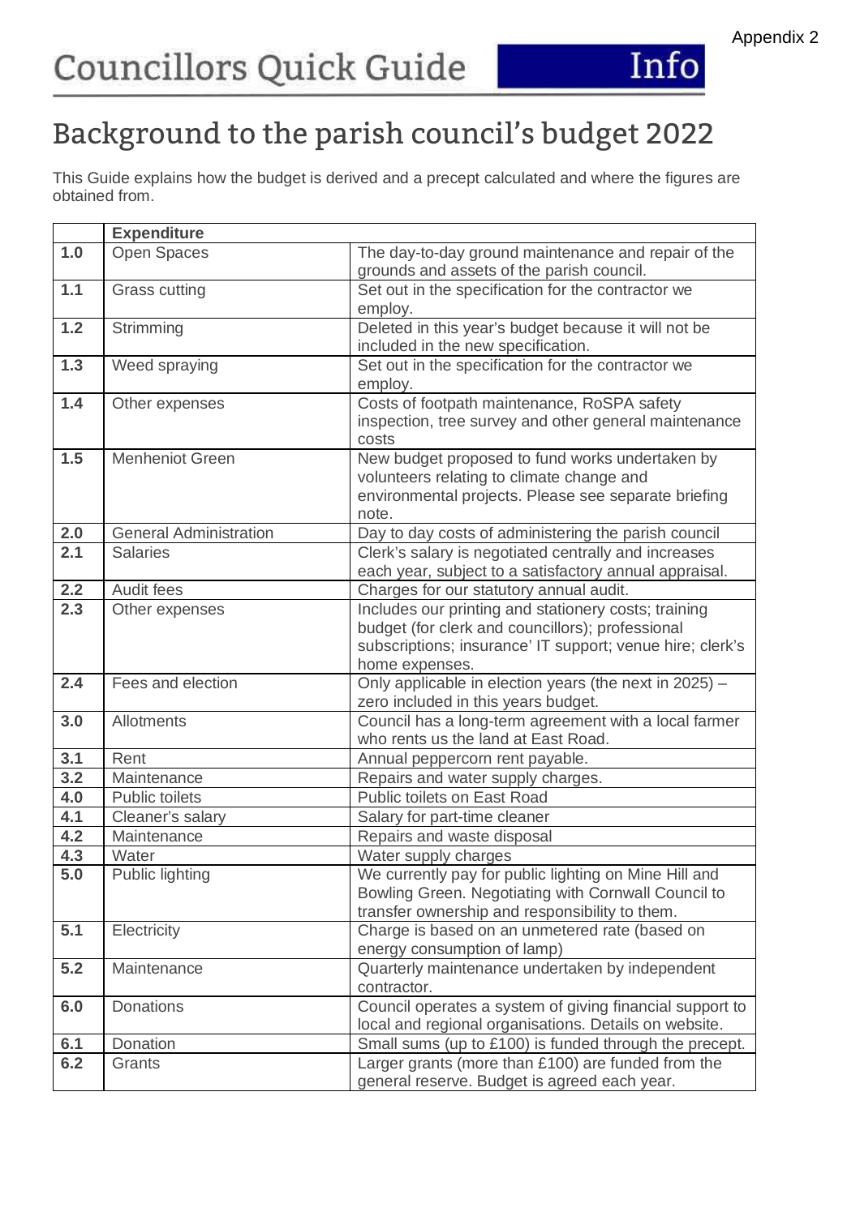Appendix 2

# Councillors Quick Guide Info

## Background to the parish council's budget 2022

This Guide explains how the budget is derived and a precept calculated and where the figures are obtained from.

| | **Expenditure** | |
|---|---|---|
| **1.0** | Open Spaces | The day-to-day ground maintenance and repair of the grounds and assets of the parish council. |
| **1.1** | Grass cutting | Set out in the specification for the contractor we employ. |
| **1.2** | Strimming | Deleted in this year's budget because it will not be included in the new specification. |
| **1.3** | Weed spraying | Set out in the specification for the contractor we employ. |
| **1.4** | Other expenses | Costs of footpath maintenance, RoSPA safety inspection, tree survey and other general maintenance costs |
| **1.5** | Menheniot Green | New budget proposed to fund works undertaken by volunteers relating to climate change and environmental projects. Please see separate briefing note. |
| **2.0** | General Administration | Day to day costs of administering the parish council |
| **2.1** | Salaries | Clerk's salary is negotiated centrally and increases each year, subject to a satisfactory annual appraisal. |
| **2.2** | Audit fees | Charges for our statutory annual audit. |
| **2.3** | Other expenses | Includes our printing and stationery costs; training budget (for clerk and councillors); professional subscriptions; insurance' IT support; venue hire; clerk's home expenses. |
| **2.4** | Fees and election | Only applicable in election years (the next in 2025) – zero included in this years budget. |
| **3.0** | Allotments | Council has a long-term agreement with a local farmer who rents us the land at East Road. |
| **3.1** | Rent | Annual peppercorn rent payable. |
| **3.2** | Maintenance | Repairs and water supply charges. |
| **4.0** | Public toilets | Public toilets on East Road |
| **4.1** | Cleaner's salary | Salary for part-time cleaner |
| **4.2** | Maintenance | Repairs and waste disposal |
| **4.3** | Water | Water supply charges |
| **5.0** | Public lighting | We currently pay for public lighting on Mine Hill and Bowling Green. Negotiating with Cornwall Council to transfer ownership and responsibility to them. |
| **5.1** | Electricity | Charge is based on an unmetered rate (based on energy consumption of lamp) |
| **5.2** | Maintenance | Quarterly maintenance undertaken by independent contractor. |
| **6.0** | Donations | Council operates a system of giving financial support to local and regional organisations. Details on website. |
| **6.1** | Donation | Small sums (up to £100) is funded through the precept. |
| **6.2** | Grants | Larger grants (more than £100) are funded from the general reserve. Budget is agreed each year. |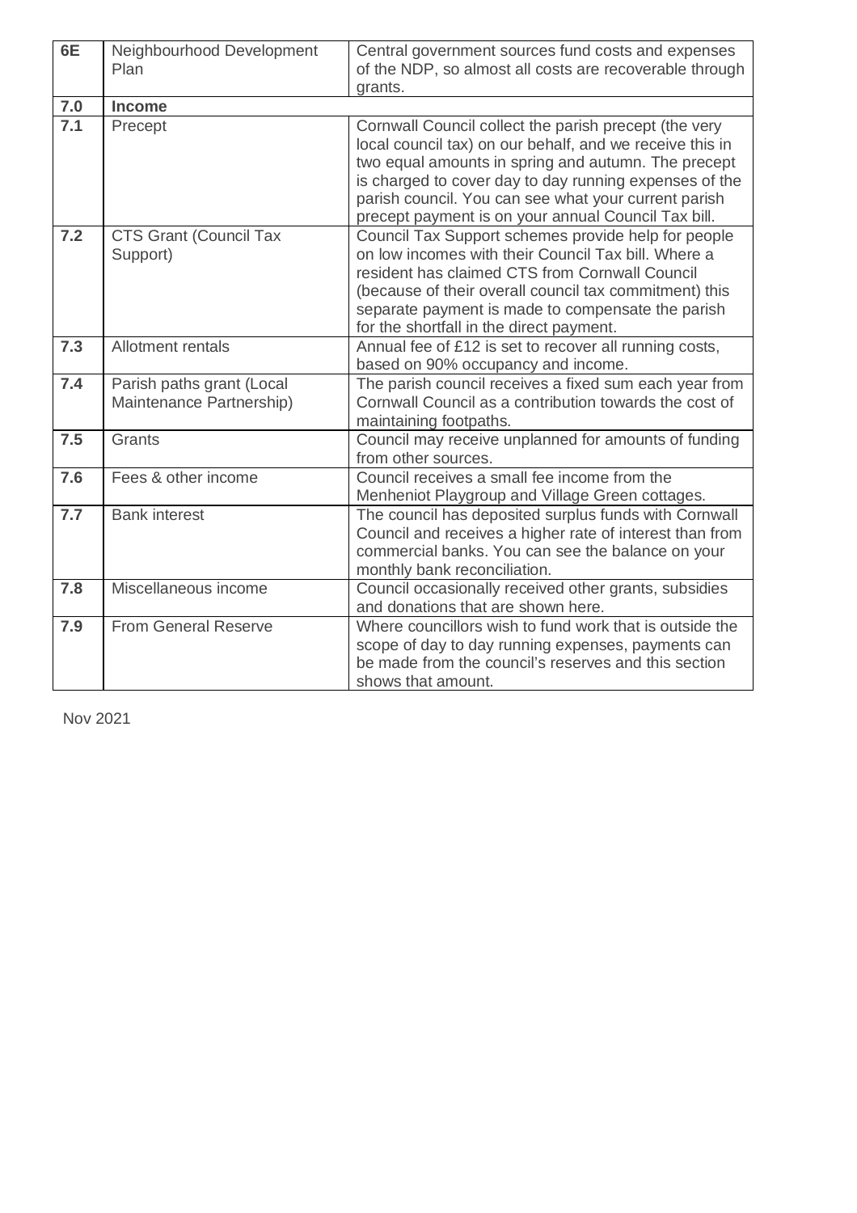| | | |
|---|---|---|
| **6E** | Neighbourhood Development Plan | Central government sources fund costs and expenses of the NDP, so almost all costs are recoverable through grants. |
| **7.0** | **Income** | |
| **7.1** | Precept | Cornwall Council collect the parish precept (the very local council tax) on our behalf, and we receive this in two equal amounts in spring and autumn. The precept is charged to cover day to day running expenses of the parish council. You can see what your current parish precept payment is on your annual Council Tax bill. |
| **7.2** | CTS Grant (Council Tax Support) | Council Tax Support schemes provide help for people on low incomes with their Council Tax bill. Where a resident has claimed CTS from Cornwall Council (because of their overall council tax commitment) this separate payment is made to compensate the parish for the shortfall in the direct payment. |
| **7.3** | Allotment rentals | Annual fee of £12 is set to recover all running costs, based on 90% occupancy and income. |
| **7.4** | Parish paths grant (Local Maintenance Partnership) | The parish council receives a fixed sum each year from Cornwall Council as a contribution towards the cost of maintaining footpaths. |
| **7.5** | Grants | Council may receive unplanned for amounts of funding from other sources. |
| **7.6** | Fees & other income | Council receives a small fee income from the Menheniot Playgroup and Village Green cottages. |
| **7.7** | Bank interest | The council has deposited surplus funds with Cornwall Council and receives a higher rate of interest than from commercial banks. You can see the balance on your monthly bank reconciliation. |
| **7.8** | Miscellaneous income | Council occasionally received other grants, subsidies and donations that are shown here. |
| **7.9** | From General Reserve | Where councillors wish to fund work that is outside the scope of day to day running expenses, payments can be made from the council's reserves and this section shows that amount. |

Nov 2021